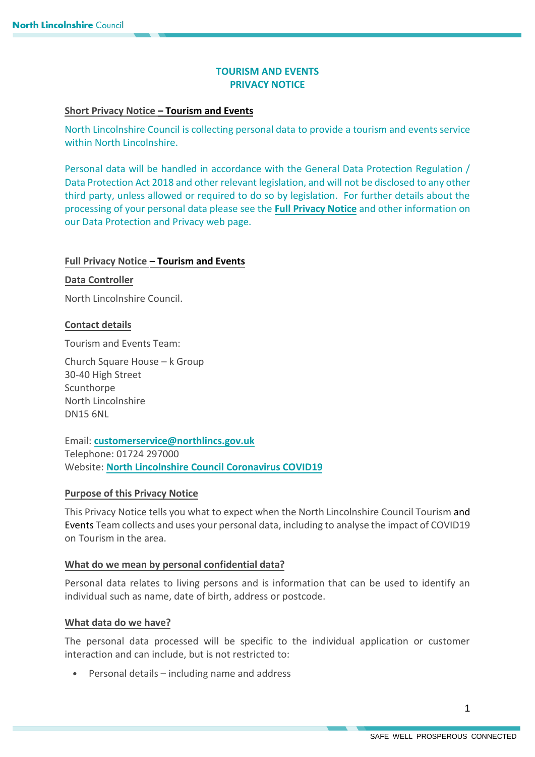# TOURISM AND EVENTS PRIVACY NOTICE

## Short Privacy Notice – Tourism and Events

North Lincolnshire Council is collecting personal data to provide a tourism and events service within North Lincolnshire.

Personal data will be handled in accordance with the General Data Protection Regulation / Data Protection Act 2018 and other relevant legislation, and will not be disclosed to any other third party, unless allowed or required to do so by legislation. For further details about the processing of your personal data please see the **Full Privacy Notice** and other information on our Data Protection and Privacy web page.

## Full Privacy Notice – Tourism and Events

### Data Controller

North Lincolnshire Council.

### Contact details

Tourism and Events Team:

Church Square House – k Group
30-40 High Street
Scunthorpe
North Lincolnshire
DN15 6NL

Email: **customerservice@northlincs.gov.uk**
Telephone: 01724 297000
Website: **North Lincolnshire Council Coronavirus COVID19**

### Purpose of this Privacy Notice

This Privacy Notice tells you what to expect when the North Lincolnshire Council Tourism and Events Team collects and uses your personal data, including to analyse the impact of COVID19 on Tourism in the area.

### What do we mean by personal confidential data?

Personal data relates to living persons and is information that can be used to identify an individual such as name, date of birth, address or postcode.

### What data do we have?

The personal data processed will be specific to the individual application or customer interaction and can include, but is not restricted to:

- Personal details – including name and address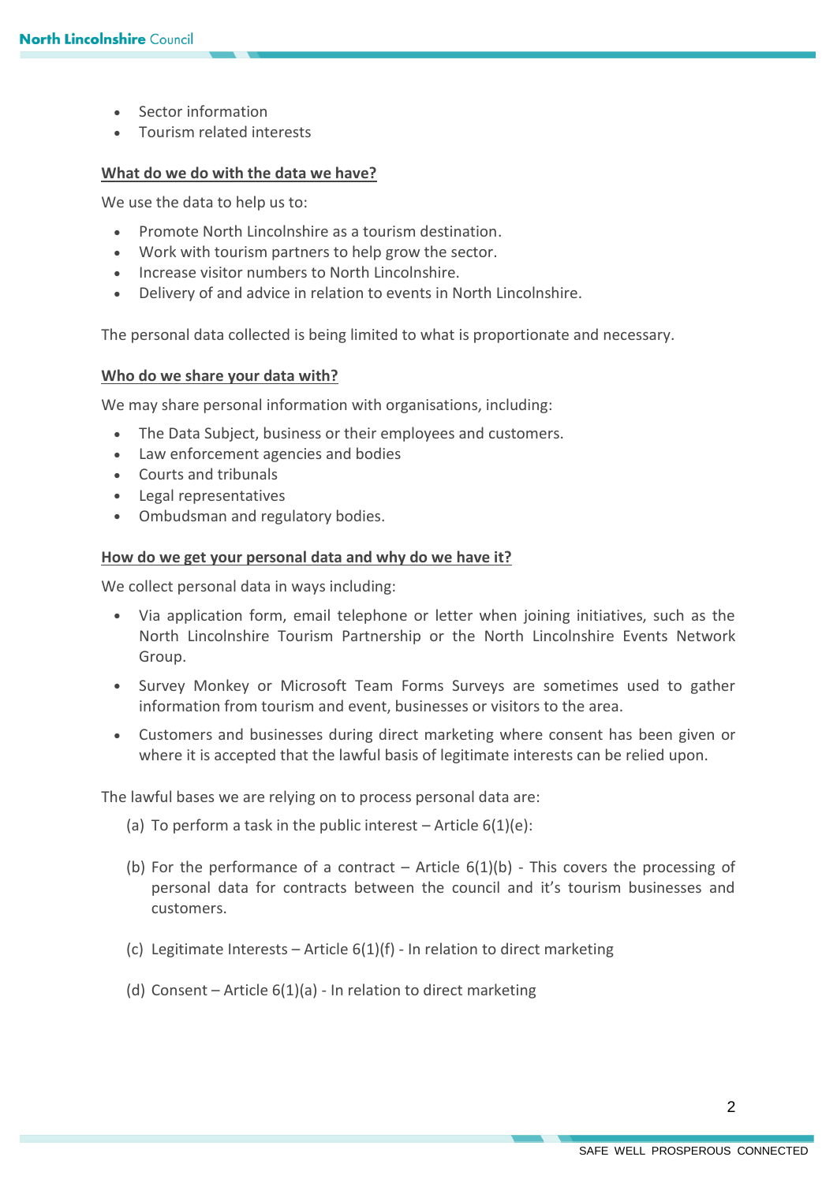- Sector information
- Tourism related interests

**What do we do with the data we have?**

We use the data to help us to:

- Promote North Lincolnshire as a tourism destination.
- Work with tourism partners to help grow the sector.
- Increase visitor numbers to North Lincolnshire.
- Delivery of and advice in relation to events in North Lincolnshire.

The personal data collected is being limited to what is proportionate and necessary.

**Who do we share your data with?**

We may share personal information with organisations, including:

- The Data Subject, business or their employees and customers.
- Law enforcement agencies and bodies
- Courts and tribunals
- Legal representatives
- Ombudsman and regulatory bodies.

**How do we get your personal data and why do we have it?**

We collect personal data in ways including:

- Via application form, email telephone or letter when joining initiatives, such as the North Lincolnshire Tourism Partnership or the North Lincolnshire Events Network Group.
- Survey Monkey or Microsoft Team Forms Surveys are sometimes used to gather information from tourism and event, businesses or visitors to the area.
- Customers and businesses during direct marketing where consent has been given or where it is accepted that the lawful basis of legitimate interests can be relied upon.

The lawful bases we are relying on to process personal data are:

(a) To perform a task in the public interest – Article 6(1)(e):

(b) For the performance of a contract – Article 6(1)(b) - This covers the processing of personal data for contracts between the council and it's tourism businesses and customers.

(c) Legitimate Interests – Article 6(1)(f) - In relation to direct marketing

(d) Consent – Article 6(1)(a) - In relation to direct marketing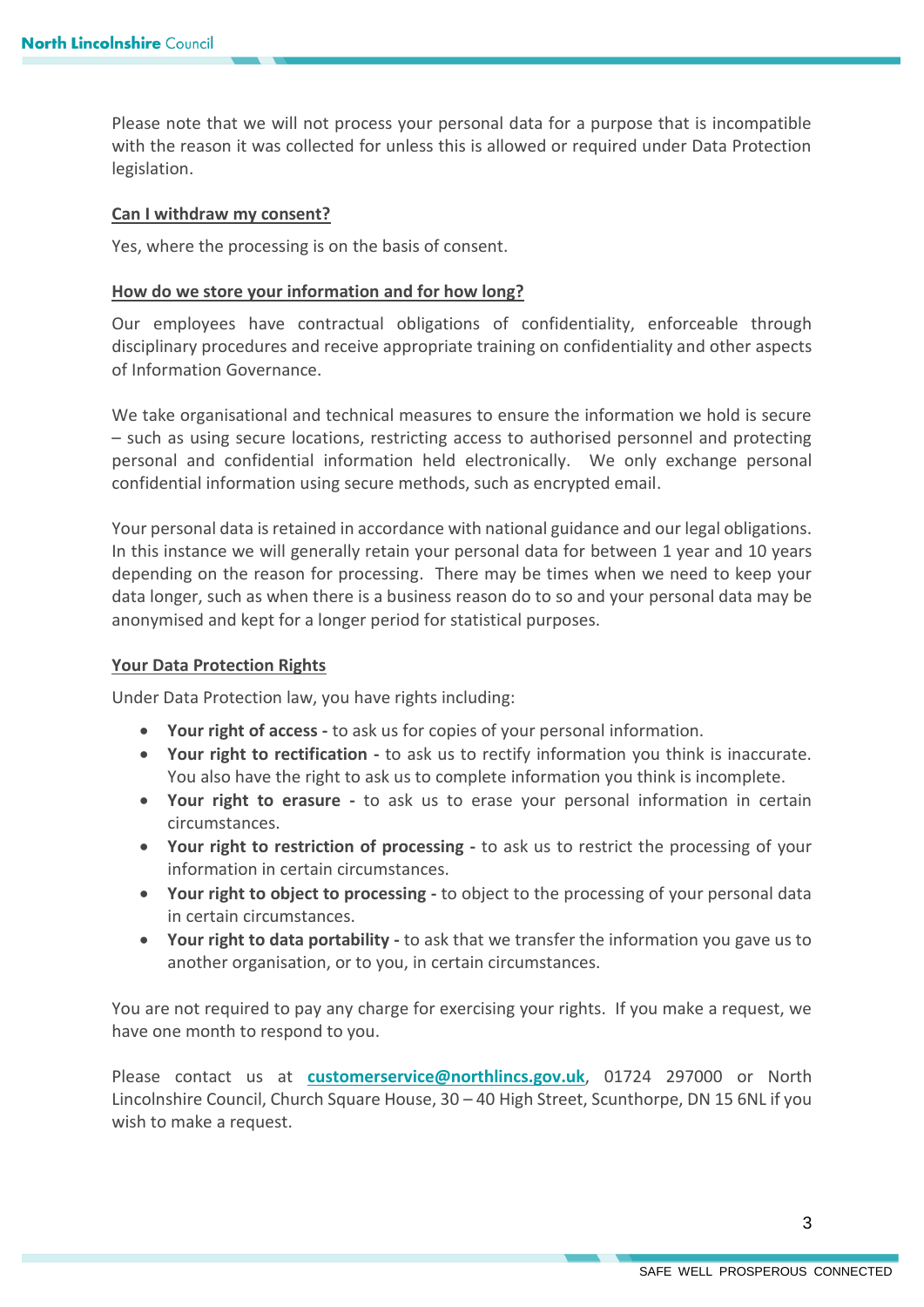Please note that we will not process your personal data for a purpose that is incompatible with the reason it was collected for unless this is allowed or required under Data Protection legislation.

## Can I withdraw my consent?

Yes, where the processing is on the basis of consent.

## How do we store your information and for how long?

Our employees have contractual obligations of confidentiality, enforceable through disciplinary procedures and receive appropriate training on confidentiality and other aspects of Information Governance.

We take organisational and technical measures to ensure the information we hold is secure – such as using secure locations, restricting access to authorised personnel and protecting personal and confidential information held electronically. We only exchange personal confidential information using secure methods, such as encrypted email.

Your personal data is retained in accordance with national guidance and our legal obligations. In this instance we will generally retain your personal data for between 1 year and 10 years depending on the reason for processing. There may be times when we need to keep your data longer, such as when there is a business reason do to so and your personal data may be anonymised and kept for a longer period for statistical purposes.

## Your Data Protection Rights

Under Data Protection law, you have rights including:

- **Your right of access -** to ask us for copies of your personal information.
- **Your right to rectification -** to ask us to rectify information you think is inaccurate. You also have the right to ask us to complete information you think is incomplete.
- **Your right to erasure -** to ask us to erase your personal information in certain circumstances.
- **Your right to restriction of processing -** to ask us to restrict the processing of your information in certain circumstances.
- **Your right to object to processing -** to object to the processing of your personal data in certain circumstances.
- **Your right to data portability -** to ask that we transfer the information you gave us to another organisation, or to you, in certain circumstances.

You are not required to pay any charge for exercising your rights. If you make a request, we have one month to respond to you.

Please contact us at **customerservice@northlincs.gov.uk**, 01724 297000 or North Lincolnshire Council, Church Square House, 30 – 40 High Street, Scunthorpe, DN 15 6NL if you wish to make a request.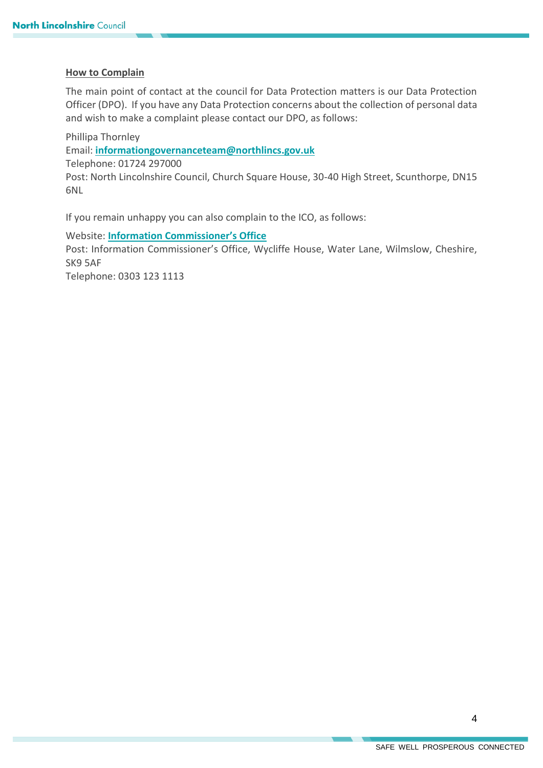**How to Complain**

The main point of contact at the council for Data Protection matters is our Data Protection Officer (DPO). If you have any Data Protection concerns about the collection of personal data and wish to make a complaint please contact our DPO, as follows:

Phillipa Thornley
Email: **informationgovernanceteam@northlincs.gov.uk**
Telephone: 01724 297000
Post: North Lincolnshire Council, Church Square House, 30-40 High Street, Scunthorpe, DN15 6NL

If you remain unhappy you can also complain to the ICO, as follows:

Website: **Information Commissioner's Office**
Post: Information Commissioner's Office, Wycliffe House, Water Lane, Wilmslow, Cheshire, SK9 5AF
Telephone: 0303 123 1113